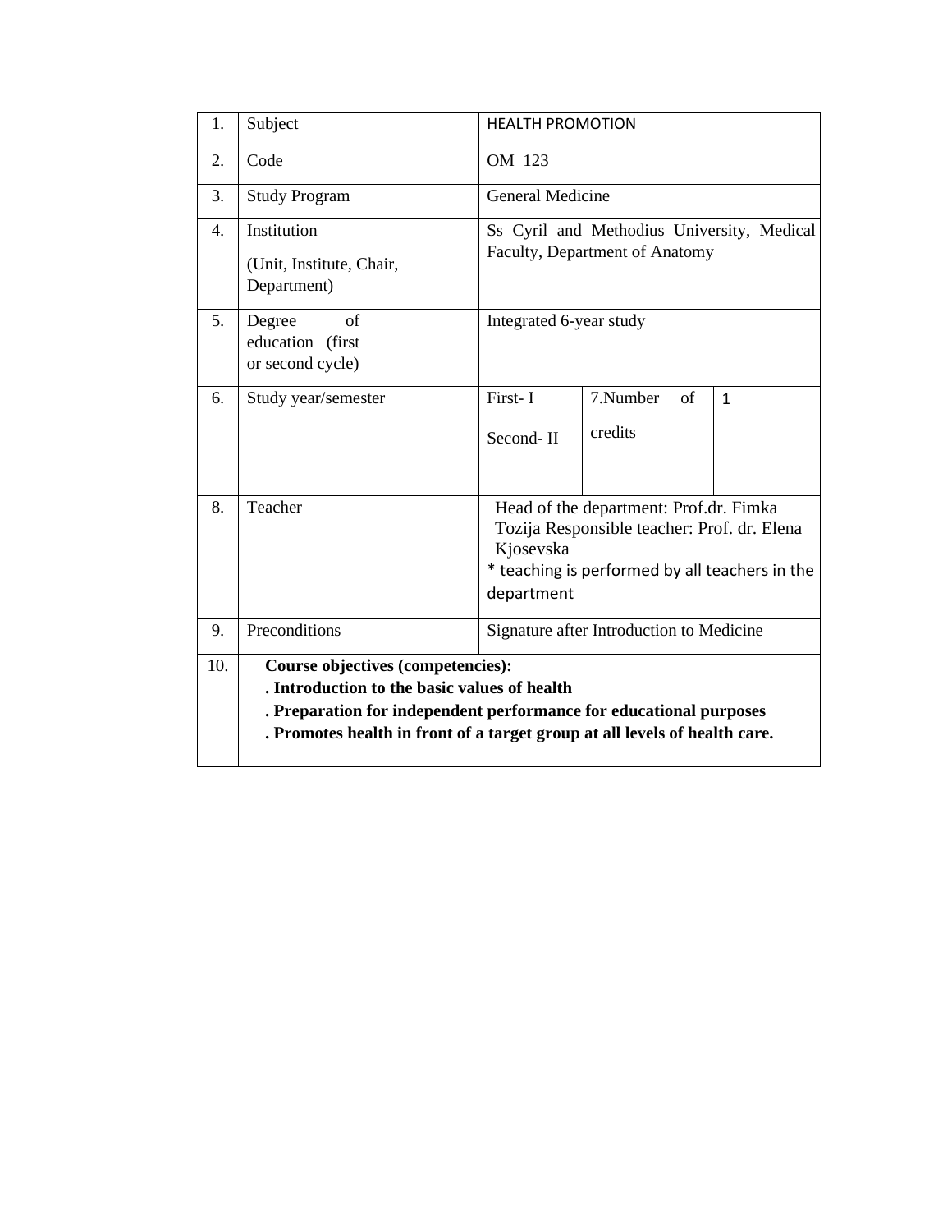| 1. | Subject | HEALTH PROMOTION | | |
|---|---|---|---|---|
| 2. | Code | OM 123 | | |
| 3. | Study Program | General Medicine | | |
| 4. | Institution<br><br>(Unit, Institute, Chair, Department) | Ss Cyril and Methodius University, Medical Faculty, Department of Anatomy | | |
| 5. | Degree of education (first or second cycle) | Integrated 6-year study | | |
| 6. | Study year/semester | First- I<br><br>Second- II | 7.Number of credits | 1 |
| 8. | Teacher | Head of the department: Prof.dr. Fimka Tozija Responsible teacher: Prof. dr. Elena Kjosevska<br>* teaching is performed by all teachers in the department | | |
| 9. | Preconditions | Signature after Introduction to Medicine | | |
| 10. | **Course objectives (competencies):**<br>**. Introduction to the basic values of health**<br>**. Preparation for independent performance for educational purposes**<br>**. Promotes health in front of a target group at all levels of health care.** | | | |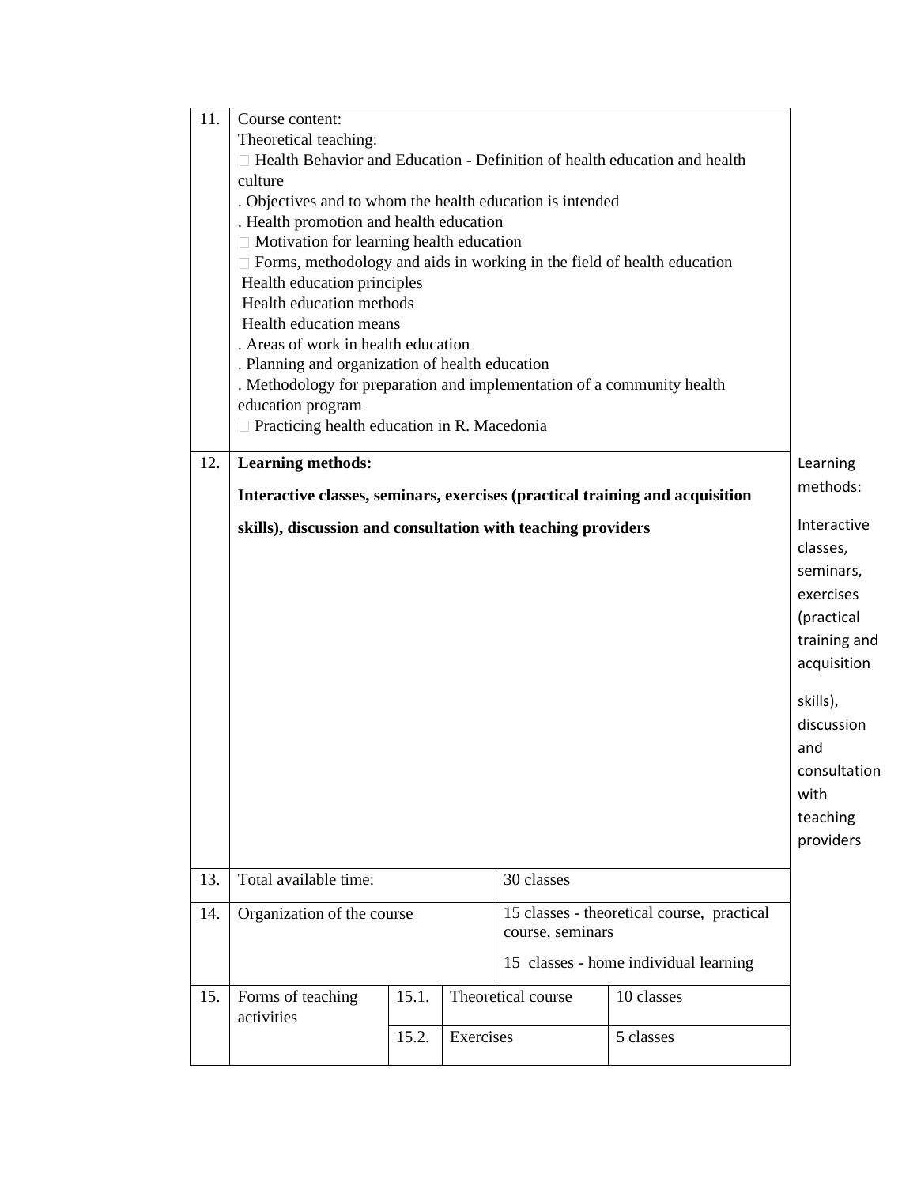| | | | | |
|---|---|---|---|---|
| 11. | Course content:<br>Theoretical teaching:<br> Health Behavior and Education - Definition of health education and health culture<br>. Objectives and to whom the health education is intended<br>. Health promotion and health education<br> Motivation for learning health education<br> Forms, methodology and aids in working in the field of health education<br> Health education principles<br> Health education methods<br> Health education means<br>. Areas of work in health education<br>. Planning and organization of health education<br>. Methodology for preparation and implementation of a community health education program<br> Practicing health education in R. Macedonia | | | |
| 12. | **Learning methods:**<br>**Interactive classes, seminars, exercises (practical training and acquisition skills), discussion and consultation with teaching providers** | | | |
| 13. | Total available time: | | 30 classes | |
| 14. | Organization of the course | | 15 classes - theoretical course, practical course, seminars<br>15 classes - home individual learning | |
| 15. | Forms of teaching activities | 15.1. | Theoretical course | 10 classes |
| | | 15.2. | Exercises | 5 classes |

Learning methods:

Interactive classes, seminars, exercises (practical training and acquisition

skills), discussion and consultation with teaching providers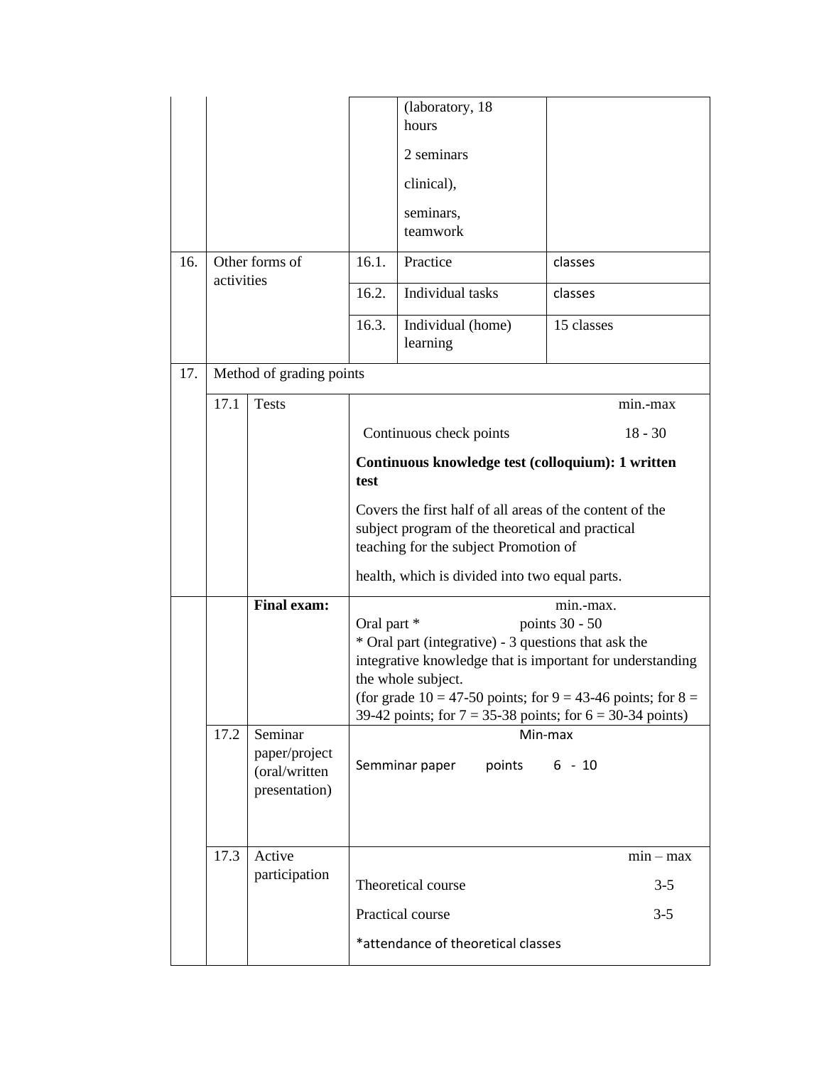| | | | | | |
|---|---|---|---|---|---|
| | | | | (laboratory, 18 hours<br><br>2 seminars<br><br>clinical),<br><br>seminars, teamwork | |
| 16. | Other forms of activities | | 16.1. | Practice | classes |
| | | | 16.2. | Individual tasks | classes |
| | | | 16.3. | Individual (home) learning | 15 classes |
| 17. | Method of grading points | | | | |
| | 17.1 | Tests | min.-max<br><br>Continuous check points 18 - 30<br><br>**Continuous knowledge test (colloquium): 1 written test**<br><br>Covers the first half of all areas of the content of the subject program of the theoretical and practical teaching for the subject Promotion of<br><br>health, which is divided into two equal parts. | | |
| | | **Final exam:** | min.-max.<br>Oral part * points 30 - 50<br>* Oral part (integrative) - 3 questions that ask the integrative knowledge that is important for understanding the whole subject.<br>(for grade 10 = 47-50 points; for 9 = 43-46 points; for 8 = 39-42 points; for 7 = 35-38 points; for 6 = 30-34 points) | | |
| | 17.2 | Seminar paper/project (oral/written presentation) | Min-max<br><br>Semminar paper points 6 - 10 | | |
| | 17.3 | Active participation | min – max<br><br>Theoretical course 3-5<br><br>Practical course 3-5<br><br>*attendance of theoretical classes | | |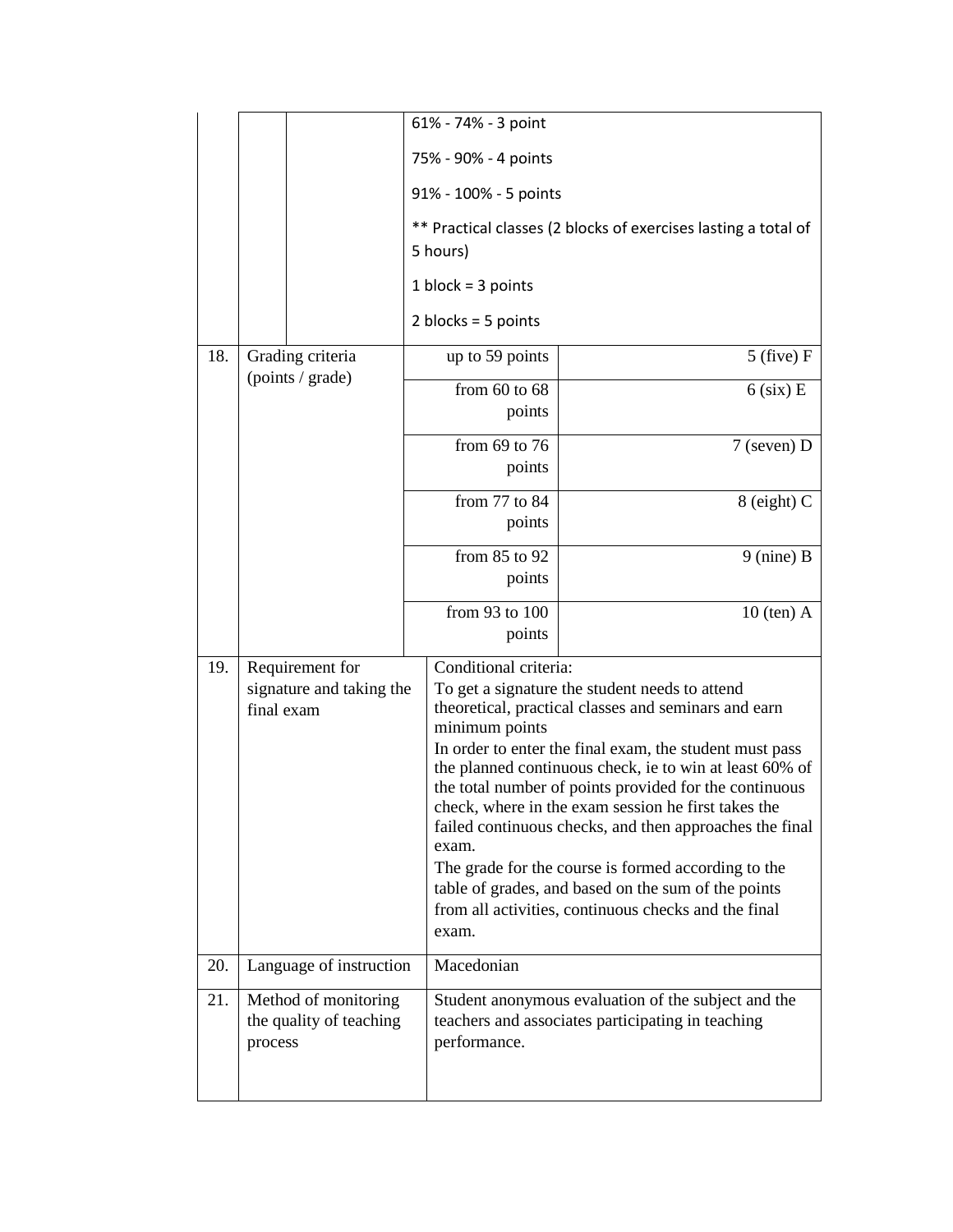| | | | |
|---|---|---|---|
| | | | 61% - 74% - 3 point<br><br>75% - 90% - 4 points<br><br>91% - 100% - 5 points<br><br>** Practical classes (2 blocks of exercises lasting a total of 5 hours)<br><br>1 block = 3 points<br><br>2 blocks = 5 points |
| 18. | Grading criteria (points / grade) | up to 59 points | 5 (five) F |
| | | from 60 to 68 points | 6 (six) E |
| | | from 69 to 76 points | 7 (seven) D |
| | | from 77 to 84 points | 8 (eight) C |
| | | from 85 to 92 points | 9 (nine) B |
| | | from 93 to 100 points | 10 (ten) A |
| 19. | Requirement for signature and taking the final exam | Conditional criteria:<br>To get a signature the student needs to attend theoretical, practical classes and seminars and earn minimum points<br>In order to enter the final exam, the student must pass the planned continuous check, ie to win at least 60% of the total number of points provided for the continuous check, where in the exam session he first takes the failed continuous checks, and then approaches the final exam.<br>The grade for the course is formed according to the table of grades, and based on the sum of the points from all activities, continuous checks and the final exam. | |
| 20. | Language of instruction | Macedonian | |
| 21. | Method of monitoring the quality of teaching process | Student anonymous evaluation of the subject and the teachers and associates participating in teaching performance. | |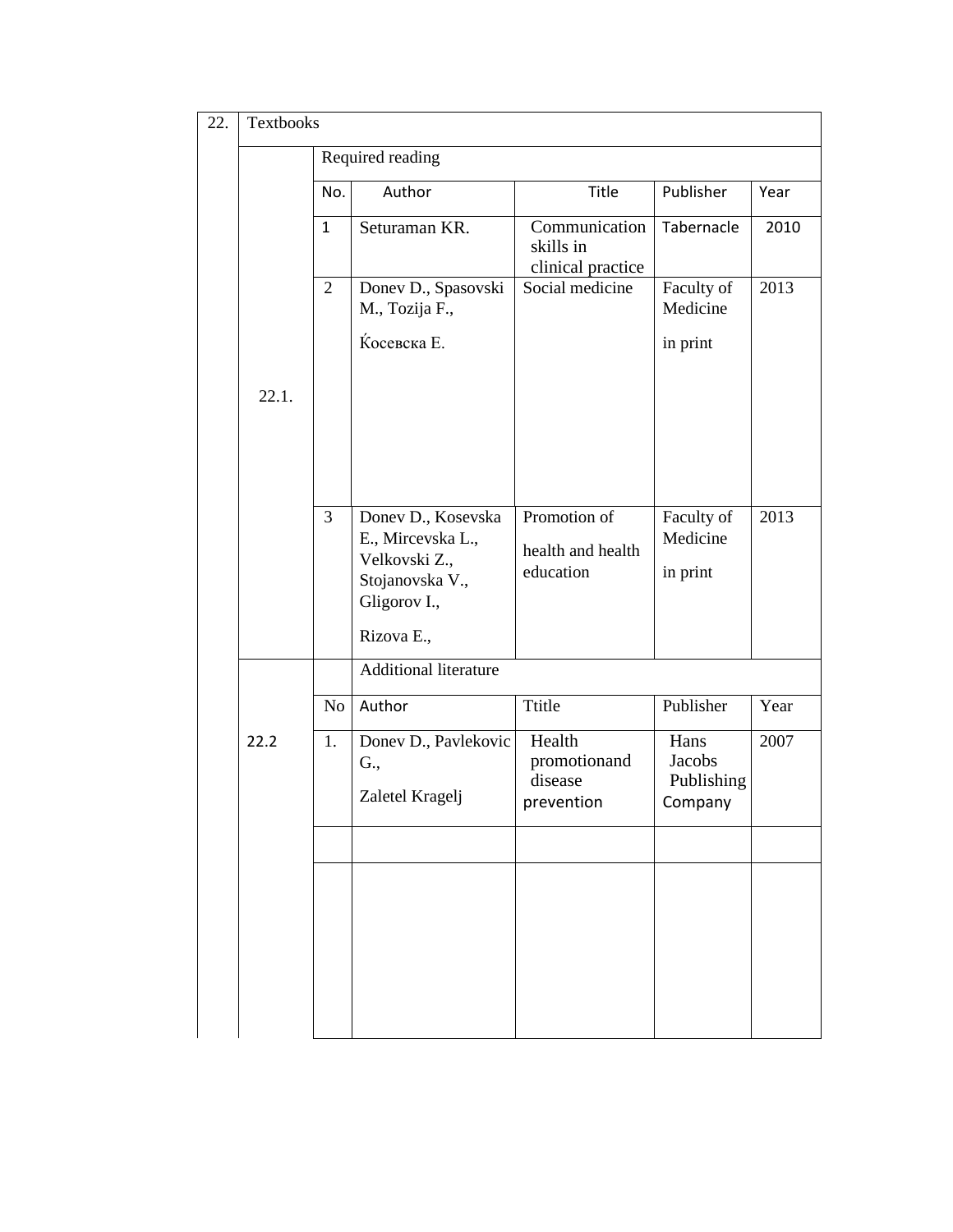| | | | | | | |
|---|---|---|---|---|---|---|
| 22. | Textbooks | | | | | |
| | 22.1. | Required reading | | | | |
| | | No. | Author | Title | Publisher | Year |
| | | 1 | Seturaman KR. | Communication skills in clinical practice | Tabernacle | 2010 |
| | | 2 | Donev D., Spasovski M., Tozija F., Ќосевска Е. | Social medicine | Faculty of Medicine in print | 2013 |
| | | 3 | Donev D., Kosevska E., Mircevska L., Velkovski Z., Stojanovska V., Gligorov I., Rizova E., | Promotion of health and health education | Faculty of Medicine in print | 2013 |
| | 22.2 | | Additional literature | | | |
| | | No | Author | Ttitle | Publisher | Year |
| | | 1. | Donev D., Pavlekovic G., Zaletel Kragelj | Health promotionand disease prevention | Hans Jacobs Publishing Company | 2007 |
| | | | | | | |
| | | | | | | |